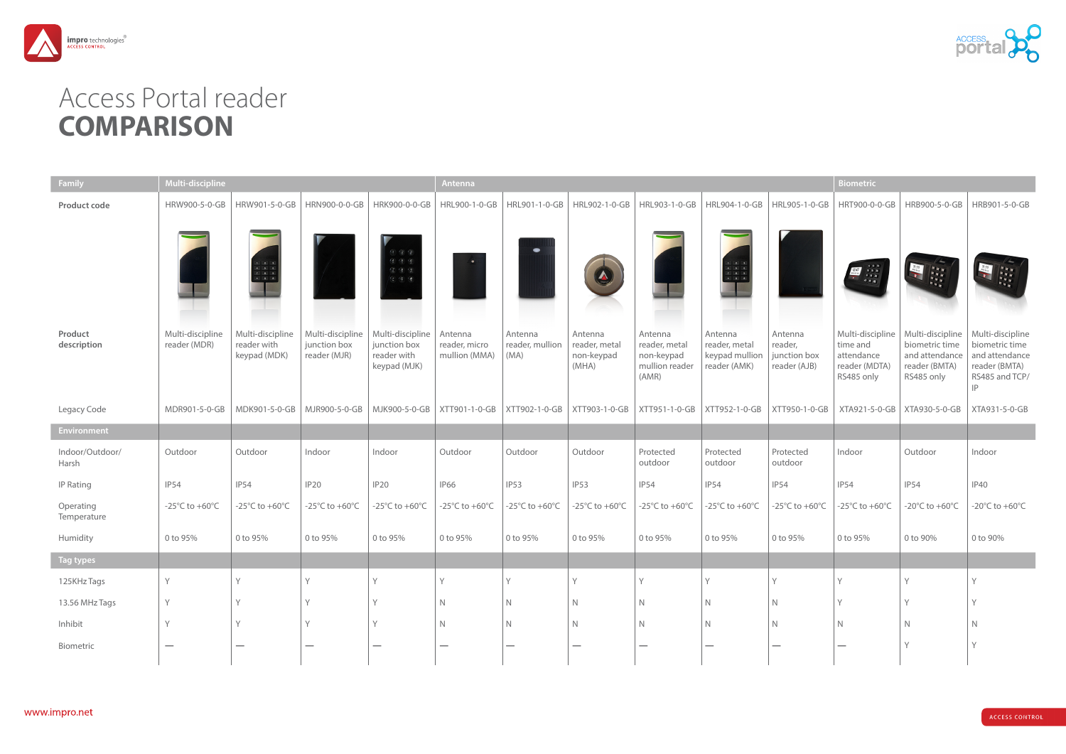# Access Portal reader
# COMPARISON

| Family | Multi-discipline | | | | Antenna | | | | | | Biometric | | |
|---|---|---|---|---|---|---|---|---|---|---|---|---|---|
| **Product code** | HRW900-5-0-GB | HRW901-5-0-GB | HRN900-0-0-GB | HRK900-0-0-GB | HRL900-1-0-GB | HRL901-1-0-GB | HRL902-1-0-GB | HRL903-1-0-GB | HRL904-1-0-GB | HRL905-1-0-GB | HRT900-0-0-GB | HRB900-5-0-GB | HRB901-5-0-GB |
| **Product description** | Multi-discipline reader (MDR) | Multi-discipline reader with keypad (MDK) | Multi-discipline junction box reader (MJR) | Multi-discipline junction box reader with keypad (MJK) | Antenna reader, micro mullion (MMA) | Antenna reader, mullion (MA) | Antenna reader, metal non-keypad (MHA) | Antenna reader, metal non-keypad mullion reader (AMR) | Antenna reader, metal keypad mullion reader (AMK) | Antenna reader, junction box reader (AJB) | Multi-discipline time and attendance reader (MDTA) RS485 only | Multi-discipline biometric time and attendance reader (BMTA) RS485 only | Multi-discipline biometric time and attendance reader (BMTA) RS485 and TCP/IP |
| Legacy Code | MDR901-5-0-GB | MDK901-5-0-GB | MJR900-5-0-GB | MJK900-5-0-GB | XTT901-1-0-GB | XTT902-1-0-GB | XTT903-1-0-GB | XTT951-1-0-GB | XTT952-1-0-GB | XTT950-1-0-GB | XTA921-5-0-GB | XTA930-5-0-GB | XTA931-5-0-GB |
| **Environment** | | | | | | | | | | | | | |
| Indoor/Outdoor/ Harsh | Outdoor | Outdoor | Indoor | Indoor | Outdoor | Outdoor | Outdoor | Protected outdoor | Protected outdoor | Protected outdoor | Indoor | Outdoor | Indoor |
| IP Rating | IP54 | IP54 | IP20 | IP20 | IP66 | IP53 | IP53 | IP54 | IP54 | IP54 | IP54 | IP54 | IP40 |
| Operating Temperature | -25°C to +60°C | -25°C to +60°C | -25°C to +60°C | -25°C to +60°C | -25°C to +60°C | -25°C to +60°C | -25°C to +60°C | -25°C to +60°C | -25°C to +60°C | -25°C to +60°C | -25°C to +60°C | -20°C to +60°C | -20°C to +60°C |
| Humidity | 0 to 95% | 0 to 95% | 0 to 95% | 0 to 95% | 0 to 95% | 0 to 95% | 0 to 95% | 0 to 95% | 0 to 95% | 0 to 95% | 0 to 95% | 0 to 90% | 0 to 90% |
| **Tag types** | | | | | | | | | | | | | |
| 125KHz Tags | Y | Y | Y | Y | Y | Y | Y | Y | Y | Y | Y | Y | Y |
| 13.56 MHz Tags | Y | Y | Y | Y | N | N | N | N | N | N | Y | Y | Y |
| Inhibit | Y | Y | Y | Y | N | N | N | N | N | N | N | N | N |
| Biometric | — | — | — | — | — | — | — | — | — | — | — | Y | Y |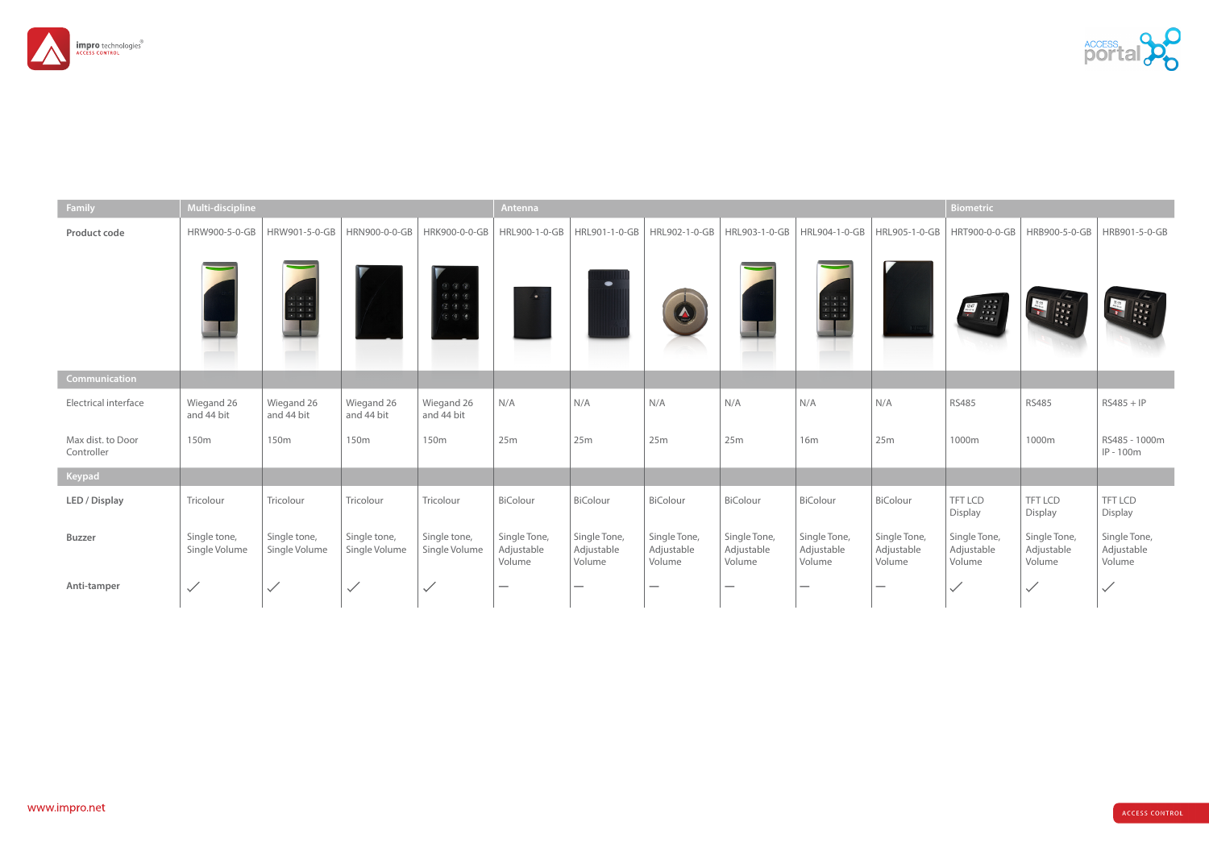| Family | Multi-discipline | | | | Antenna | | | | | | Biometric | | |
|---|---|---|---|---|---|---|---|---|---|---|---|---|---|
| **Product code** | HRW900-5-0-GB | HRW901-5-0-GB | HRN900-0-0-GB | HRK900-0-0-GB | HRL900-1-0-GB | HRL901-1-0-GB | HRL902-1-0-GB | HRL903-1-0-GB | HRL904-1-0-GB | HRL905-1-0-GB | HRT900-0-0-GB | HRB900-5-0-GB | HRB901-5-0-GB |
| **Communication** | | | | | | | | | | | | | |
| Electrical interface | Wiegand 26 and 44 bit | Wiegand 26 and 44 bit | Wiegand 26 and 44 bit | Wiegand 26 and 44 bit | N/A | N/A | N/A | N/A | N/A | N/A | RS485 | RS485 | RS485 + IP |
| Max dist. to Door Controller | 150m | 150m | 150m | 150m | 25m | 25m | 25m | 25m | 16m | 25m | 1000m | 1000m | RS485 - 1000m IP - 100m |
| **Keypad** | | | | | | | | | | | | | |
| **LED / Display** | Tricolour | Tricolour | Tricolour | Tricolour | BiColour | BiColour | BiColour | BiColour | BiColour | BiColour | TFT LCD Display | TFT LCD Display | TFT LCD Display |
| **Buzzer** | Single tone, Single Volume | Single tone, Single Volume | Single tone, Single Volume | Single tone, Single Volume | Single Tone, Adjustable Volume | Single Tone, Adjustable Volume | Single Tone, Adjustable Volume | Single Tone, Adjustable Volume | Single Tone, Adjustable Volume | Single Tone, Adjustable Volume | Single Tone, Adjustable Volume | Single Tone, Adjustable Volume | Single Tone, Adjustable Volume |
| **Anti-tamper** | ✓ | ✓ | ✓ | ✓ | — | — | — | — | — | — | ✓ | ✓ | ✓ |

www.impro.net